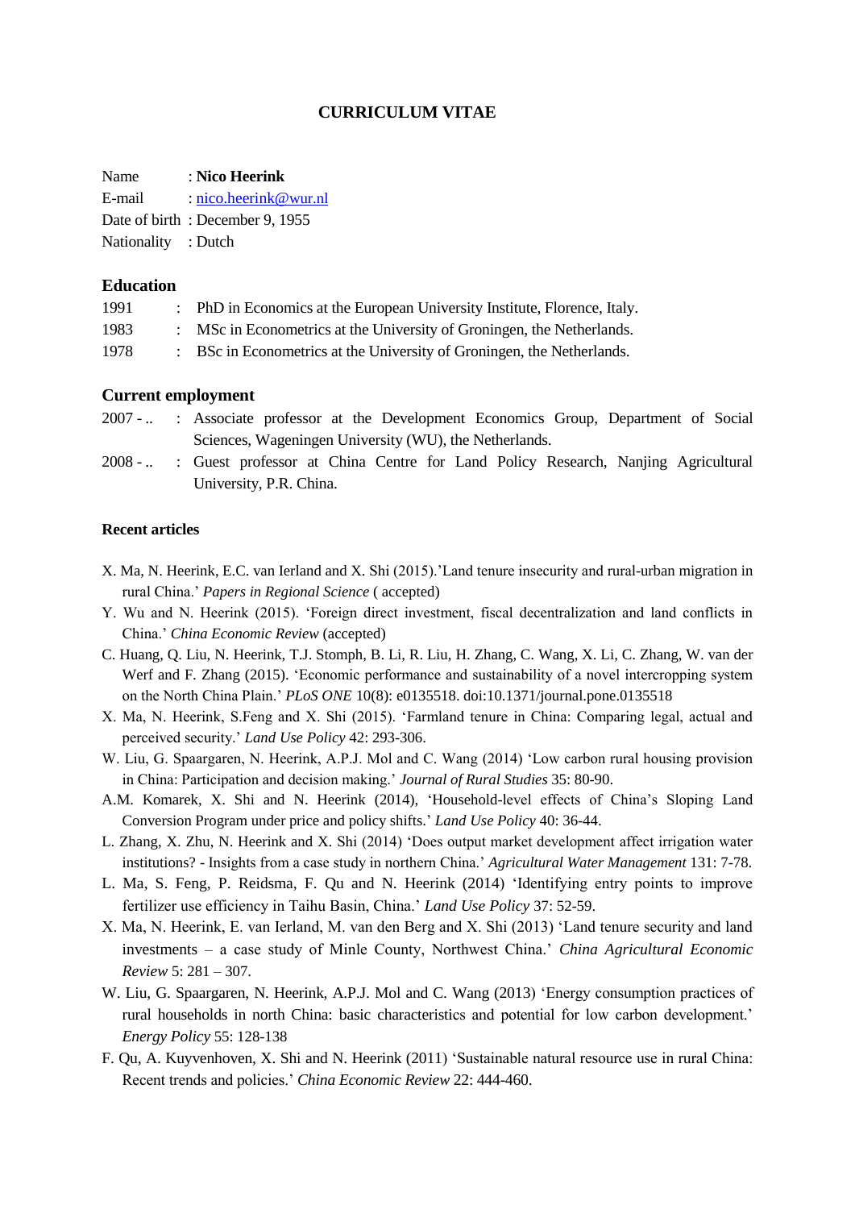# CURRICULUM VITAE

Name : **Nico Heerink**
E-mail : nico.heerink@wur.nl
Date of birth : December 9, 1955
Nationality : Dutch

## Education

1991 : PhD in Economics at the European University Institute, Florence, Italy.
1983 : MSc in Econometrics at the University of Groningen, the Netherlands.
1978 : BSc in Econometrics at the University of Groningen, the Netherlands.

## Current employment

2007 - .. : Associate professor at the Development Economics Group, Department of Social Sciences, Wageningen University (WU), the Netherlands.
2008 - .. : Guest professor at China Centre for Land Policy Research, Nanjing Agricultural University, P.R. China.

### Recent articles

X. Ma, N. Heerink, E.C. van Ierland and X. Shi (2015).'Land tenure insecurity and rural-urban migration in rural China.' *Papers in Regional Science* ( accepted)

Y. Wu and N. Heerink (2015). 'Foreign direct investment, fiscal decentralization and land conflicts in China.' *China Economic Review* (accepted)

C. Huang, Q. Liu, N. Heerink, T.J. Stomph, B. Li, R. Liu, H. Zhang, C. Wang, X. Li, C. Zhang, W. van der Werf and F. Zhang (2015). 'Economic performance and sustainability of a novel intercropping system on the North China Plain.' *PLoS ONE* 10(8): e0135518. doi:10.1371/journal.pone.0135518

X. Ma, N. Heerink, S.Feng and X. Shi (2015). 'Farmland tenure in China: Comparing legal, actual and perceived security.' *Land Use Policy* 42: 293-306.

W. Liu, G. Spaargaren, N. Heerink, A.P.J. Mol and C. Wang (2014) 'Low carbon rural housing provision in China: Participation and decision making.' *Journal of Rural Studies* 35: 80-90.

A.M. Komarek, X. Shi and N. Heerink (2014), 'Household-level effects of China's Sloping Land Conversion Program under price and policy shifts.' *Land Use Policy* 40: 36-44.

L. Zhang, X. Zhu, N. Heerink and X. Shi (2014) 'Does output market development affect irrigation water institutions? - Insights from a case study in northern China.' *Agricultural Water Management* 131: 7-78.

L. Ma, S. Feng, P. Reidsma, F. Qu and N. Heerink (2014) 'Identifying entry points to improve fertilizer use efficiency in Taihu Basin, China.' *Land Use Policy* 37: 52-59.

X. Ma, N. Heerink, E. van Ierland, M. van den Berg and X. Shi (2013) 'Land tenure security and land investments – a case study of Minle County, Northwest China.' *China Agricultural Economic Review* 5: 281 – 307.

W. Liu, G. Spaargaren, N. Heerink, A.P.J. Mol and C. Wang (2013) 'Energy consumption practices of rural households in north China: basic characteristics and potential for low carbon development.' *Energy Policy* 55: 128-138

F. Qu, A. Kuyvenhoven, X. Shi and N. Heerink (2011) 'Sustainable natural resource use in rural China: Recent trends and policies.' *China Economic Review* 22: 444-460.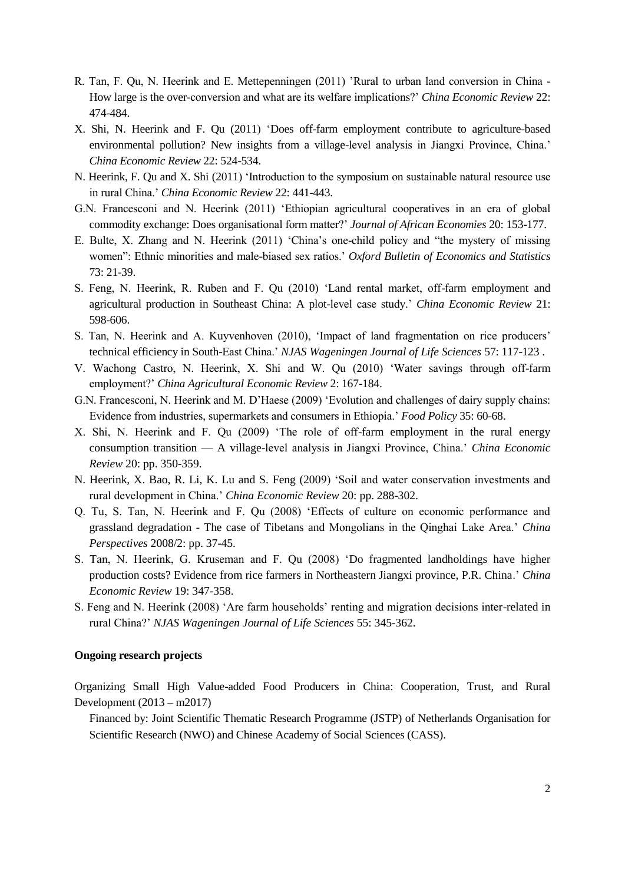R. Tan, F. Qu, N. Heerink and E. Mettepenningen (2011) 'Rural to urban land conversion in China - How large is the over-conversion and what are its welfare implications?' *China Economic Review* 22: 474-484.

X. Shi, N. Heerink and F. Qu (2011) 'Does off-farm employment contribute to agriculture-based environmental pollution? New insights from a village-level analysis in Jiangxi Province, China.' *China Economic Review* 22: 524-534.

N. Heerink, F. Qu and X. Shi (2011) 'Introduction to the symposium on sustainable natural resource use in rural China.' *China Economic Review* 22: 441-443.

G.N. Francesconi and N. Heerink (2011) 'Ethiopian agricultural cooperatives in an era of global commodity exchange: Does organisational form matter?' *Journal of African Economies* 20: 153-177.

E. Bulte, X. Zhang and N. Heerink (2011) 'China's one-child policy and "the mystery of missing women": Ethnic minorities and male-biased sex ratios.' *Oxford Bulletin of Economics and Statistics* 73: 21-39.

S. Feng, N. Heerink, R. Ruben and F. Qu (2010) 'Land rental market, off-farm employment and agricultural production in Southeast China: A plot-level case study.' *China Economic Review* 21: 598-606.

S. Tan, N. Heerink and A. Kuyvenhoven (2010), 'Impact of land fragmentation on rice producers' technical efficiency in South-East China.' *NJAS Wageningen Journal of Life Sciences* 57: 117-123 .

V. Wachong Castro, N. Heerink, X. Shi and W. Qu (2010) 'Water savings through off-farm employment?' *China Agricultural Economic Review* 2: 167-184.

G.N. Francesconi, N. Heerink and M. D'Haese (2009) 'Evolution and challenges of dairy supply chains: Evidence from industries, supermarkets and consumers in Ethiopia.' *Food Policy* 35: 60-68.

X. Shi, N. Heerink and F. Qu (2009) 'The role of off-farm employment in the rural energy consumption transition — A village-level analysis in Jiangxi Province, China.' *China Economic Review* 20: pp. 350-359.

N. Heerink, X. Bao, R. Li, K. Lu and S. Feng (2009) 'Soil and water conservation investments and rural development in China.' *China Economic Review* 20: pp. 288-302.

Q. Tu, S. Tan, N. Heerink and F. Qu (2008) 'Effects of culture on economic performance and grassland degradation - The case of Tibetans and Mongolians in the Qinghai Lake Area.' *China Perspectives* 2008/2: pp. 37-45.

S. Tan, N. Heerink, G. Kruseman and F. Qu (2008) 'Do fragmented landholdings have higher production costs? Evidence from rice farmers in Northeastern Jiangxi province, P.R. China.' *China Economic Review* 19: 347-358.

S. Feng and N. Heerink (2008) 'Are farm households' renting and migration decisions inter-related in rural China?' *NJAS Wageningen Journal of Life Sciences* 55: 345-362.

**Ongoing research projects**

Organizing Small High Value-added Food Producers in China: Cooperation, Trust, and Rural Development (2013 – m2017)

Financed by: Joint Scientific Thematic Research Programme (JSTP) of Netherlands Organisation for Scientific Research (NWO) and Chinese Academy of Social Sciences (CASS).